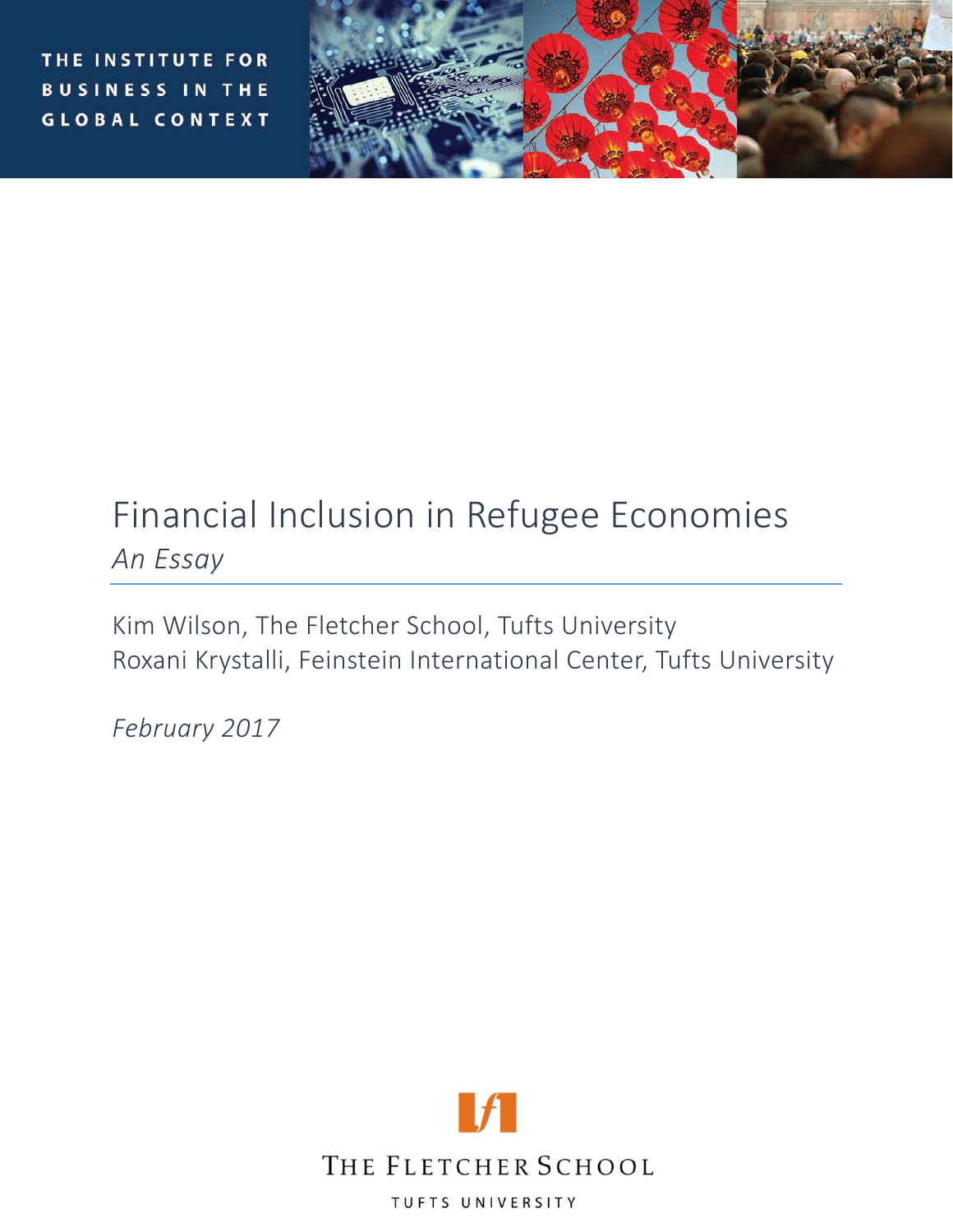THE INSTITUTE FOR BUSINESS IN THE GLOBAL CONTEXT

# Financial Inclusion in Refugee Economies

*An Essay*

Kim Wilson, The Fletcher School, Tufts University
Roxani Krystalli, Feinstein International Center, Tufts University

*February 2017*

THE FLETCHER SCHOOL

TUFTS UNIVERSITY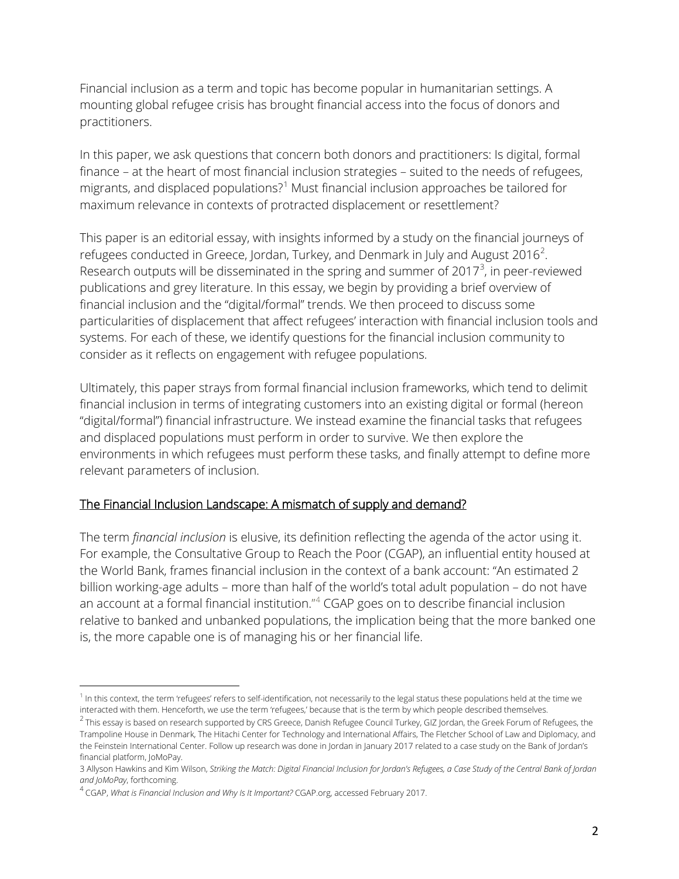Financial inclusion as a term and topic has become popular in humanitarian settings. A mounting global refugee crisis has brought financial access into the focus of donors and practitioners.

In this paper, we ask questions that concern both donors and practitioners: Is digital, formal finance – at the heart of most financial inclusion strategies – suited to the needs of refugees, migrants, and displaced populations?[1] Must financial inclusion approaches be tailored for maximum relevance in contexts of protracted displacement or resettlement?

This paper is an editorial essay, with insights informed by a study on the financial journeys of refugees conducted in Greece, Jordan, Turkey, and Denmark in July and August 2016[2]. Research outputs will be disseminated in the spring and summer of 2017[3], in peer-reviewed publications and grey literature. In this essay, we begin by providing a brief overview of financial inclusion and the "digital/formal" trends. We then proceed to discuss some particularities of displacement that affect refugees' interaction with financial inclusion tools and systems. For each of these, we identify questions for the financial inclusion community to consider as it reflects on engagement with refugee populations.

Ultimately, this paper strays from formal financial inclusion frameworks, which tend to delimit financial inclusion in terms of integrating customers into an existing digital or formal (hereon "digital/formal") financial infrastructure. We instead examine the financial tasks that refugees and displaced populations must perform in order to survive. We then explore the environments in which refugees must perform these tasks, and finally attempt to define more relevant parameters of inclusion.

## The Financial Inclusion Landscape: A mismatch of supply and demand?

The term *financial inclusion* is elusive, its definition reflecting the agenda of the actor using it. For example, the Consultative Group to Reach the Poor (CGAP), an influential entity housed at the World Bank, frames financial inclusion in the context of a bank account: "An estimated 2 billion working-age adults – more than half of the world's total adult population – do not have an account at a formal financial institution."[4] CGAP goes on to describe financial inclusion relative to banked and unbanked populations, the implication being that the more banked one is, the more capable one is of managing his or her financial life.

---

[1] In this context, the term 'refugees' refers to self-identification, not necessarily to the legal status these populations held at the time we interacted with them. Henceforth, we use the term 'refugees,' because that is the term by which people described themselves.

[2] This essay is based on research supported by CRS Greece, Danish Refugee Council Turkey, GIZ Jordan, the Greek Forum of Refugees, the Trampoline House in Denmark, The Hitachi Center for Technology and International Affairs, The Fletcher School of Law and Diplomacy, and the Feinstein International Center. Follow up research was done in Jordan in January 2017 related to a case study on the Bank of Jordan's financial platform, JoMoPay.

3 Allyson Hawkins and Kim Wilson, *Striking the Match: Digital Financial Inclusion for Jordan's Refugees, a Case Study of the Central Bank of Jordan and JoMoPay*, forthcoming.

[4] CGAP, *What is Financial Inclusion and Why Is It Important?* CGAP.org, accessed February 2017.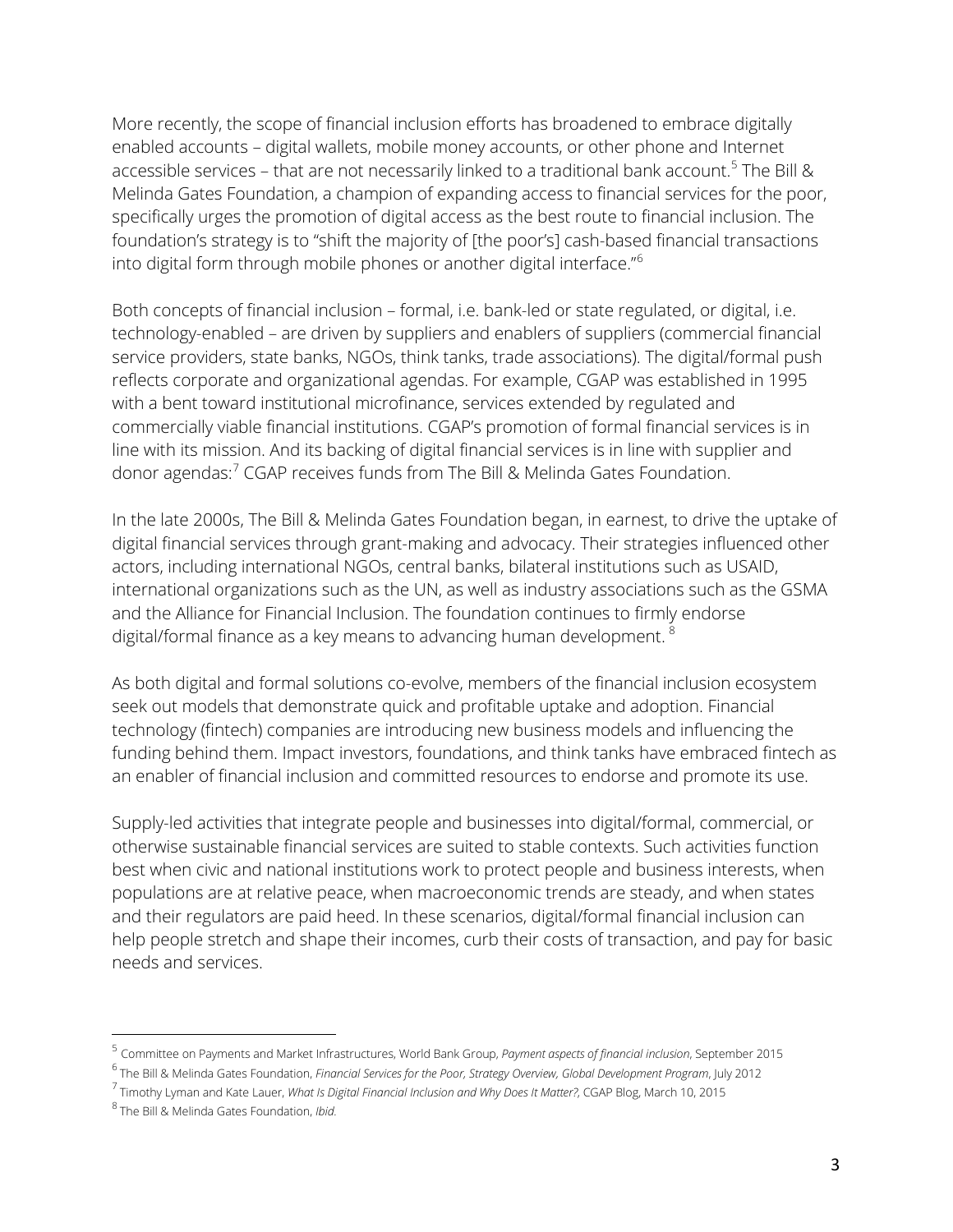More recently, the scope of financial inclusion efforts has broadened to embrace digitally enabled accounts – digital wallets, mobile money accounts, or other phone and Internet accessible services – that are not necessarily linked to a traditional bank account.[5] The Bill & Melinda Gates Foundation, a champion of expanding access to financial services for the poor, specifically urges the promotion of digital access as the best route to financial inclusion. The foundation's strategy is to "shift the majority of [the poor's] cash-based financial transactions into digital form through mobile phones or another digital interface."[6]

Both concepts of financial inclusion – formal, i.e. bank-led or state regulated, or digital, i.e. technology-enabled – are driven by suppliers and enablers of suppliers (commercial financial service providers, state banks, NGOs, think tanks, trade associations). The digital/formal push reflects corporate and organizational agendas. For example, CGAP was established in 1995 with a bent toward institutional microfinance, services extended by regulated and commercially viable financial institutions. CGAP's promotion of formal financial services is in line with its mission. And its backing of digital financial services is in line with supplier and donor agendas:[7] CGAP receives funds from The Bill & Melinda Gates Foundation.

In the late 2000s, The Bill & Melinda Gates Foundation began, in earnest, to drive the uptake of digital financial services through grant-making and advocacy. Their strategies influenced other actors, including international NGOs, central banks, bilateral institutions such as USAID, international organizations such as the UN, as well as industry associations such as the GSMA and the Alliance for Financial Inclusion. The foundation continues to firmly endorse digital/formal finance as a key means to advancing human development. [8]

As both digital and formal solutions co-evolve, members of the financial inclusion ecosystem seek out models that demonstrate quick and profitable uptake and adoption. Financial technology (fintech) companies are introducing new business models and influencing the funding behind them. Impact investors, foundations, and think tanks have embraced fintech as an enabler of financial inclusion and committed resources to endorse and promote its use.

Supply-led activities that integrate people and businesses into digital/formal, commercial, or otherwise sustainable financial services are suited to stable contexts. Such activities function best when civic and national institutions work to protect people and business interests, when populations are at relative peace, when macroeconomic trends are steady, and when states and their regulators are paid heed. In these scenarios, digital/formal financial inclusion can help people stretch and shape their incomes, curb their costs of transaction, and pay for basic needs and services.

---

[5] Committee on Payments and Market Infrastructures, World Bank Group, *Payment aspects of financial inclusion*, September 2015

[6] The Bill & Melinda Gates Foundation, *Financial Services for the Poor, Strategy Overview, Global Development Program*, July 2012

[7] Timothy Lyman and Kate Lauer, *What Is Digital Financial Inclusion and Why Does It Matter?,* CGAP Blog, March 10, 2015

[8] The Bill & Melinda Gates Foundation, *Ibid.*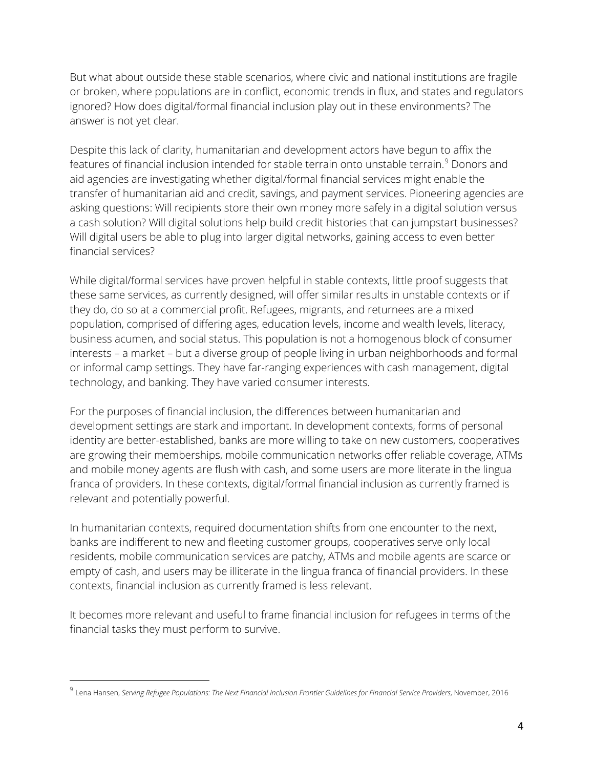But what about outside these stable scenarios, where civic and national institutions are fragile or broken, where populations are in conflict, economic trends in flux, and states and regulators ignored? How does digital/formal financial inclusion play out in these environments? The answer is not yet clear.

Despite this lack of clarity, humanitarian and development actors have begun to affix the features of financial inclusion intended for stable terrain onto unstable terrain.[9] Donors and aid agencies are investigating whether digital/formal financial services might enable the transfer of humanitarian aid and credit, savings, and payment services. Pioneering agencies are asking questions: Will recipients store their own money more safely in a digital solution versus a cash solution? Will digital solutions help build credit histories that can jumpstart businesses? Will digital users be able to plug into larger digital networks, gaining access to even better financial services?

While digital/formal services have proven helpful in stable contexts, little proof suggests that these same services, as currently designed, will offer similar results in unstable contexts or if they do, do so at a commercial profit. Refugees, migrants, and returnees are a mixed population, comprised of differing ages, education levels, income and wealth levels, literacy, business acumen, and social status. This population is not a homogenous block of consumer interests – a market – but a diverse group of people living in urban neighborhoods and formal or informal camp settings. They have far-ranging experiences with cash management, digital technology, and banking. They have varied consumer interests.

For the purposes of financial inclusion, the differences between humanitarian and development settings are stark and important. In development contexts, forms of personal identity are better-established, banks are more willing to take on new customers, cooperatives are growing their memberships, mobile communication networks offer reliable coverage, ATMs and mobile money agents are flush with cash, and some users are more literate in the lingua franca of providers. In these contexts, digital/formal financial inclusion as currently framed is relevant and potentially powerful.

In humanitarian contexts, required documentation shifts from one encounter to the next, banks are indifferent to new and fleeting customer groups, cooperatives serve only local residents, mobile communication services are patchy, ATMs and mobile agents are scarce or empty of cash, and users may be illiterate in the lingua franca of financial providers. In these contexts, financial inclusion as currently framed is less relevant.

It becomes more relevant and useful to frame financial inclusion for refugees in terms of the financial tasks they must perform to survive.

---

[9] Lena Hansen, *Serving Refugee Populations: The Next Financial Inclusion Frontier Guidelines for Financial Service Providers*, November, 2016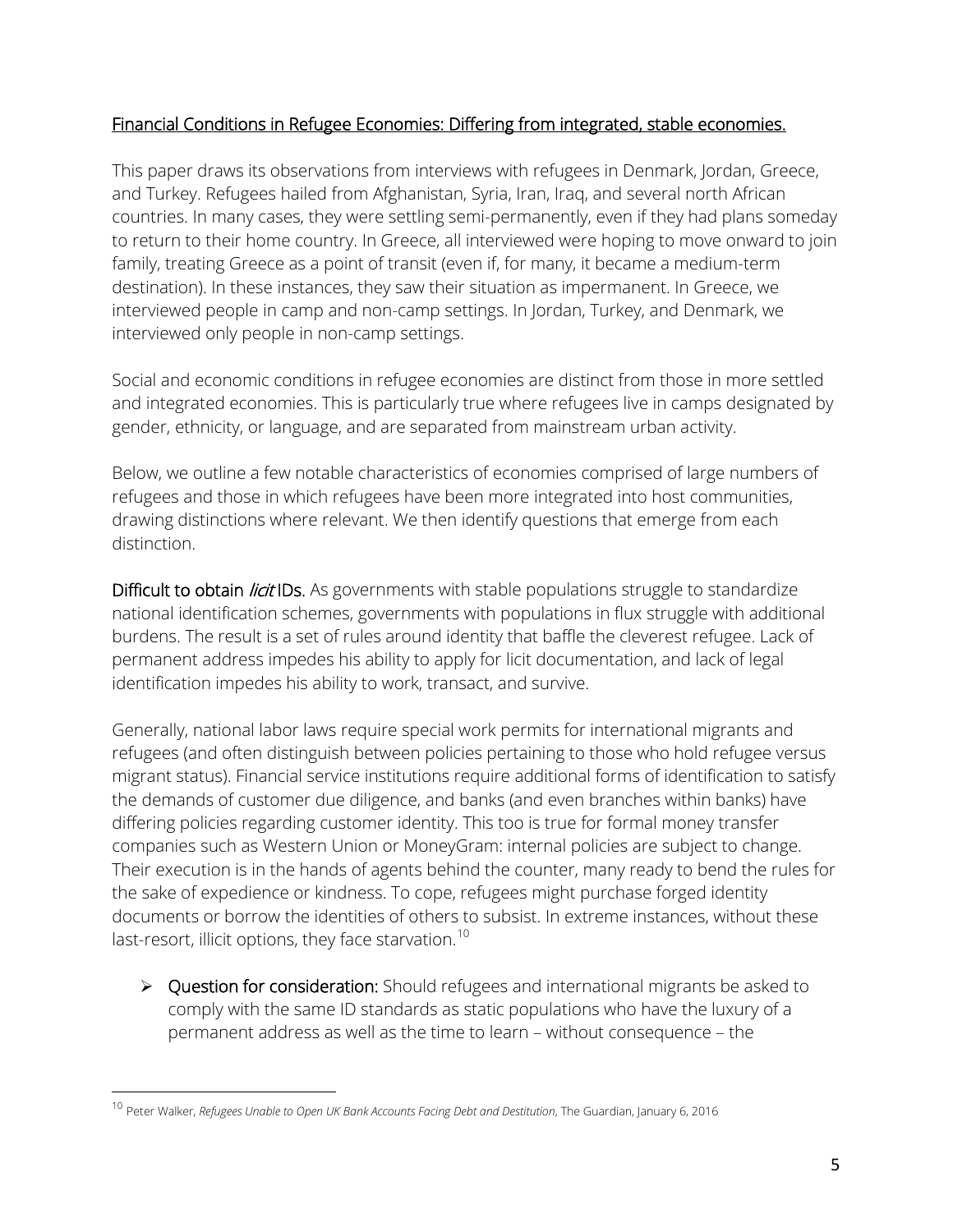## Financial Conditions in Refugee Economies: Differing from integrated, stable economies.

This paper draws its observations from interviews with refugees in Denmark, Jordan, Greece, and Turkey. Refugees hailed from Afghanistan, Syria, Iran, Iraq, and several north African countries. In many cases, they were settling semi-permanently, even if they had plans someday to return to their home country. In Greece, all interviewed were hoping to move onward to join family, treating Greece as a point of transit (even if, for many, it became a medium-term destination). In these instances, they saw their situation as impermanent. In Greece, we interviewed people in camp and non-camp settings. In Jordan, Turkey, and Denmark, we interviewed only people in non-camp settings.

Social and economic conditions in refugee economies are distinct from those in more settled and integrated economies. This is particularly true where refugees live in camps designated by gender, ethnicity, or language, and are separated from mainstream urban activity.

Below, we outline a few notable characteristics of economies comprised of large numbers of refugees and those in which refugees have been more integrated into host communities, drawing distinctions where relevant. We then identify questions that emerge from each distinction.

**Difficult to obtain *licit* IDs.** As governments with stable populations struggle to standardize national identification schemes, governments with populations in flux struggle with additional burdens. The result is a set of rules around identity that baffle the cleverest refugee. Lack of permanent address impedes his ability to apply for licit documentation, and lack of legal identification impedes his ability to work, transact, and survive.

Generally, national labor laws require special work permits for international migrants and refugees (and often distinguish between policies pertaining to those who hold refugee versus migrant status). Financial service institutions require additional forms of identification to satisfy the demands of customer due diligence, and banks (and even branches within banks) have differing policies regarding customer identity. This too is true for formal money transfer companies such as Western Union or MoneyGram: internal policies are subject to change. Their execution is in the hands of agents behind the counter, many ready to bend the rules for the sake of expedience or kindness. To cope, refugees might purchase forged identity documents or borrow the identities of others to subsist. In extreme instances, without these last-resort, illicit options, they face starvation.[10]

- **Question for consideration:** Should refugees and international migrants be asked to comply with the same ID standards as static populations who have the luxury of a permanent address as well as the time to learn – without consequence – the

[10] Peter Walker, *Refugees Unable to Open UK Bank Accounts Facing Debt and Destitution*, The Guardian, January 6, 2016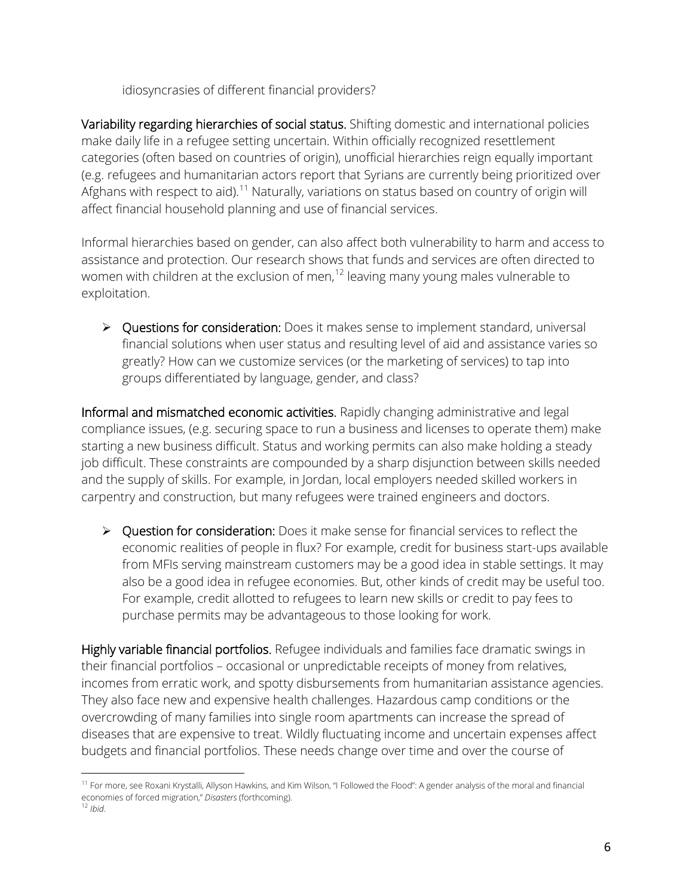idiosyncrasies of different financial providers?

**Variability regarding hierarchies of social status.** Shifting domestic and international policies make daily life in a refugee setting uncertain. Within officially recognized resettlement categories (often based on countries of origin), unofficial hierarchies reign equally important (e.g. refugees and humanitarian actors report that Syrians are currently being prioritized over Afghans with respect to aid).[11] Naturally, variations on status based on country of origin will affect financial household planning and use of financial services.

Informal hierarchies based on gender, can also affect both vulnerability to harm and access to assistance and protection. Our research shows that funds and services are often directed to women with children at the exclusion of men,[12] leaving many young males vulnerable to exploitation.

- **Questions for consideration:** Does it makes sense to implement standard, universal financial solutions when user status and resulting level of aid and assistance varies so greatly? How can we customize services (or the marketing of services) to tap into groups differentiated by language, gender, and class?

**Informal and mismatched economic activities.** Rapidly changing administrative and legal compliance issues, (e.g. securing space to run a business and licenses to operate them) make starting a new business difficult. Status and working permits can also make holding a steady job difficult. These constraints are compounded by a sharp disjunction between skills needed and the supply of skills. For example, in Jordan, local employers needed skilled workers in carpentry and construction, but many refugees were trained engineers and doctors.

- **Question for consideration:** Does it make sense for financial services to reflect the economic realities of people in flux? For example, credit for business start-ups available from MFIs serving mainstream customers may be a good idea in stable settings. It may also be a good idea in refugee economies. But, other kinds of credit may be useful too. For example, credit allotted to refugees to learn new skills or credit to pay fees to purchase permits may be advantageous to those looking for work.

**Highly variable financial portfolios.** Refugee individuals and families face dramatic swings in their financial portfolios – occasional or unpredictable receipts of money from relatives, incomes from erratic work, and spotty disbursements from humanitarian assistance agencies. They also face new and expensive health challenges. Hazardous camp conditions or the overcrowding of many families into single room apartments can increase the spread of diseases that are expensive to treat. Wildly fluctuating income and uncertain expenses affect budgets and financial portfolios. These needs change over time and over the course of

---

[11] For more, see Roxani Krystalli, Allyson Hawkins, and Kim Wilson, "I Followed the Flood": A gender analysis of the moral and financial economies of forced migration," *Disasters* (forthcoming).

[12] *Ibid*.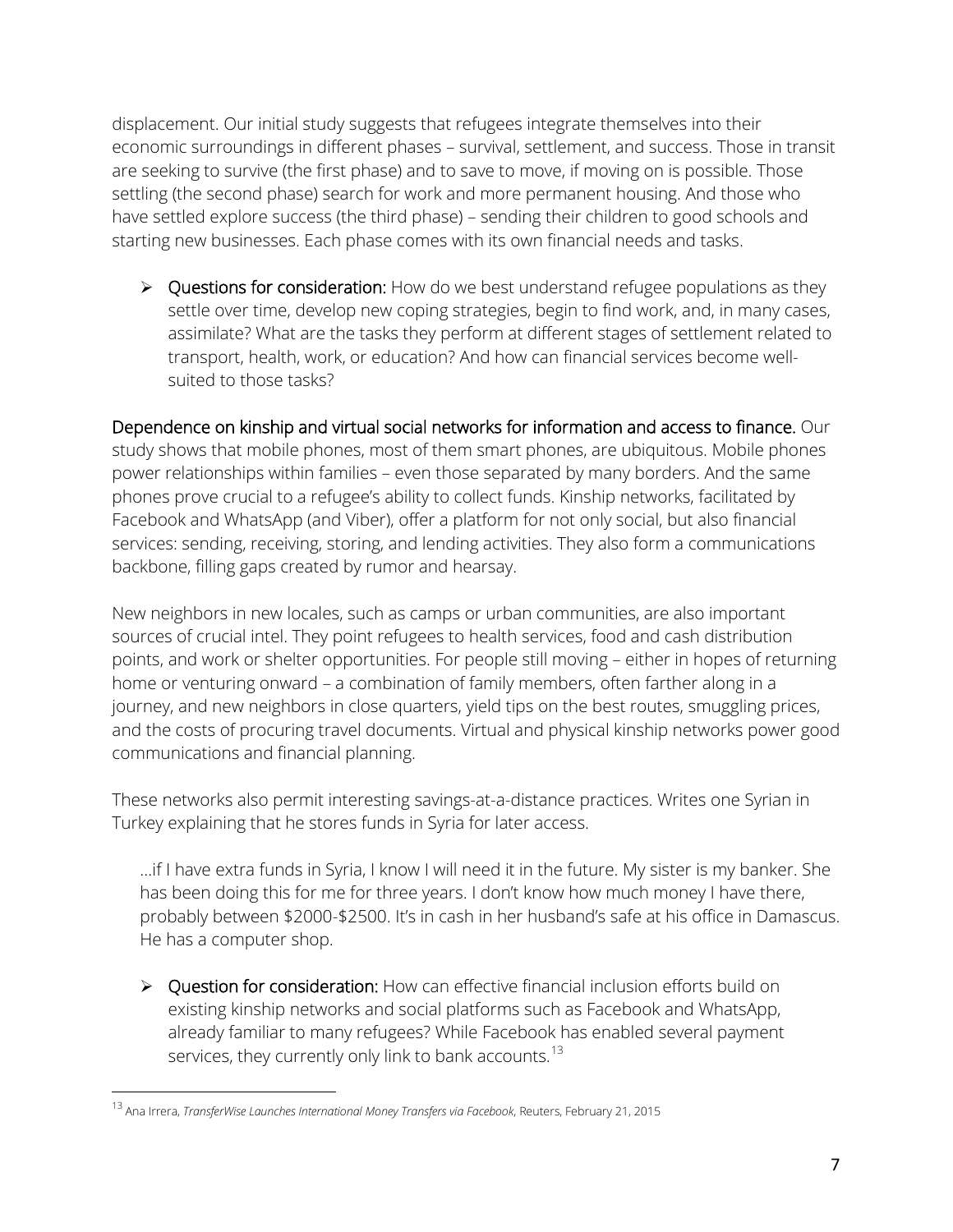displacement. Our initial study suggests that refugees integrate themselves into their economic surroundings in different phases – survival, settlement, and success. Those in transit are seeking to survive (the first phase) and to save to move, if moving on is possible. Those settling (the second phase) search for work and more permanent housing. And those who have settled explore success (the third phase) – sending their children to good schools and starting new businesses. Each phase comes with its own financial needs and tasks.

- Questions for consideration: How do we best understand refugee populations as they settle over time, develop new coping strategies, begin to find work, and, in many cases, assimilate? What are the tasks they perform at different stages of settlement related to transport, health, work, or education? And how can financial services become well-suited to those tasks?

Dependence on kinship and virtual social networks for information and access to finance. Our study shows that mobile phones, most of them smart phones, are ubiquitous. Mobile phones power relationships within families – even those separated by many borders. And the same phones prove crucial to a refugee's ability to collect funds. Kinship networks, facilitated by Facebook and WhatsApp (and Viber), offer a platform for not only social, but also financial services: sending, receiving, storing, and lending activities. They also form a communications backbone, filling gaps created by rumor and hearsay.

New neighbors in new locales, such as camps or urban communities, are also important sources of crucial intel. They point refugees to health services, food and cash distribution points, and work or shelter opportunities. For people still moving – either in hopes of returning home or venturing onward – a combination of family members, often farther along in a journey, and new neighbors in close quarters, yield tips on the best routes, smuggling prices, and the costs of procuring travel documents. Virtual and physical kinship networks power good communications and financial planning.

These networks also permit interesting savings-at-a-distance practices. Writes one Syrian in Turkey explaining that he stores funds in Syria for later access.

> …if I have extra funds in Syria, I know I will need it in the future. My sister is my banker. She has been doing this for me for three years. I don't know how much money I have there, probably between $2000-$2500. It's in cash in her husband's safe at his office in Damascus. He has a computer shop.

- Question for consideration: How can effective financial inclusion efforts build on existing kinship networks and social platforms such as Facebook and WhatsApp, already familiar to many refugees? While Facebook has enabled several payment services, they currently only link to bank accounts.[13]

---

[13] Ana Irrera, *TransferWise Launches International Money Transfers via Facebook*, Reuters, February 21, 2015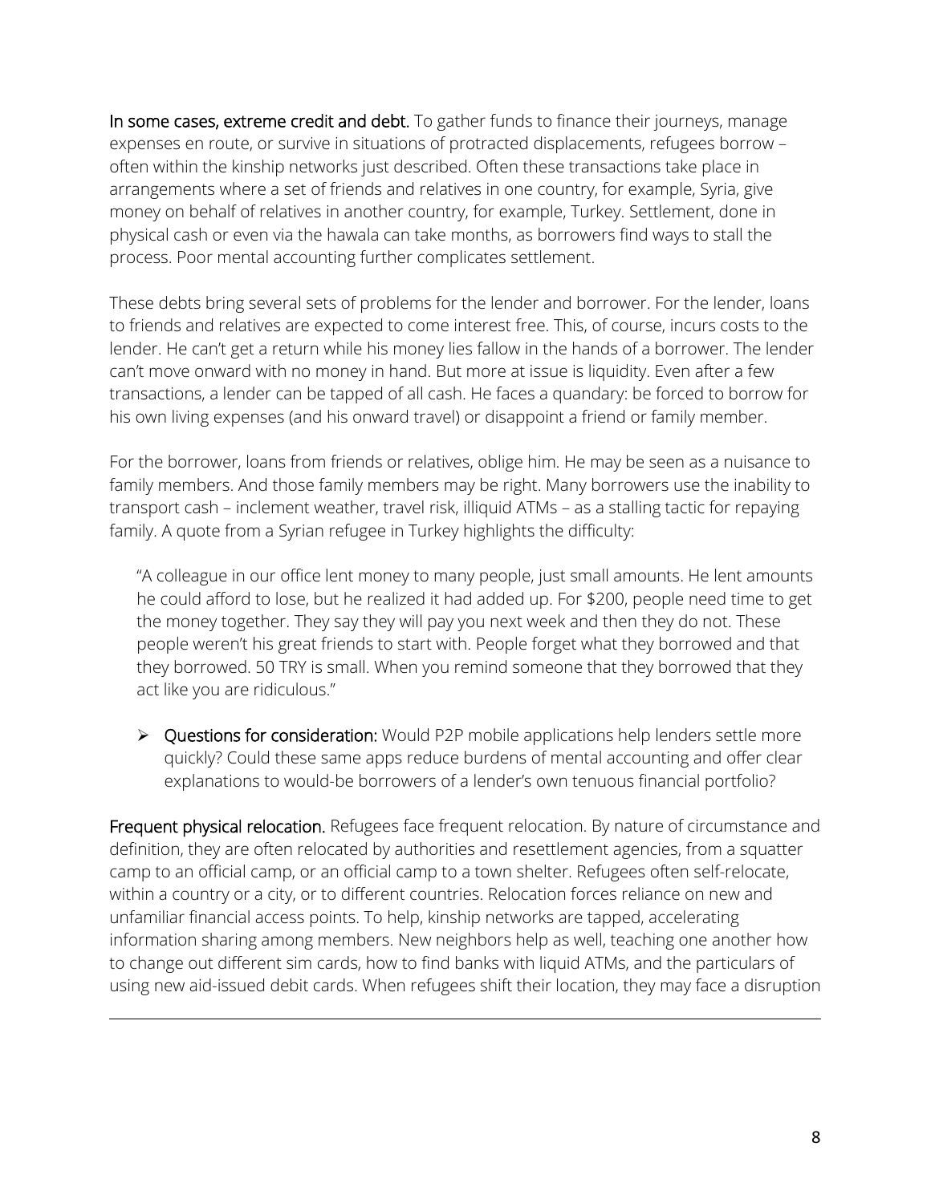**In some cases, extreme credit and debt.** To gather funds to finance their journeys, manage expenses en route, or survive in situations of protracted displacements, refugees borrow – often within the kinship networks just described. Often these transactions take place in arrangements where a set of friends and relatives in one country, for example, Syria, give money on behalf of relatives in another country, for example, Turkey. Settlement, done in physical cash or even via the hawala can take months, as borrowers find ways to stall the process. Poor mental accounting further complicates settlement.

These debts bring several sets of problems for the lender and borrower. For the lender, loans to friends and relatives are expected to come interest free. This, of course, incurs costs to the lender. He can't get a return while his money lies fallow in the hands of a borrower. The lender can't move onward with no money in hand. But more at issue is liquidity. Even after a few transactions, a lender can be tapped of all cash. He faces a quandary: be forced to borrow for his own living expenses (and his onward travel) or disappoint a friend or family member.

For the borrower, loans from friends or relatives, oblige him. He may be seen as a nuisance to family members. And those family members may be right. Many borrowers use the inability to transport cash – inclement weather, travel risk, illiquid ATMs – as a stalling tactic for repaying family. A quote from a Syrian refugee in Turkey highlights the difficulty:

> "A colleague in our office lent money to many people, just small amounts. He lent amounts he could afford to lose, but he realized it had added up. For $200, people need time to get the money together. They say they will pay you next week and then they do not. These people weren't his great friends to start with. People forget what they borrowed and that they borrowed. 50 TRY is small. When you remind someone that they borrowed that they act like you are ridiculous."

- **Questions for consideration:** Would P2P mobile applications help lenders settle more quickly? Could these same apps reduce burdens of mental accounting and offer clear explanations to would-be borrowers of a lender's own tenuous financial portfolio?

**Frequent physical relocation.** Refugees face frequent relocation. By nature of circumstance and definition, they are often relocated by authorities and resettlement agencies, from a squatter camp to an official camp, or an official camp to a town shelter. Refugees often self-relocate, within a country or a city, or to different countries. Relocation forces reliance on new and unfamiliar financial access points. To help, kinship networks are tapped, accelerating information sharing among members. New neighbors help as well, teaching one another how to change out different sim cards, how to find banks with liquid ATMs, and the particulars of using new aid-issued debit cards. When refugees shift their location, they may face a disruption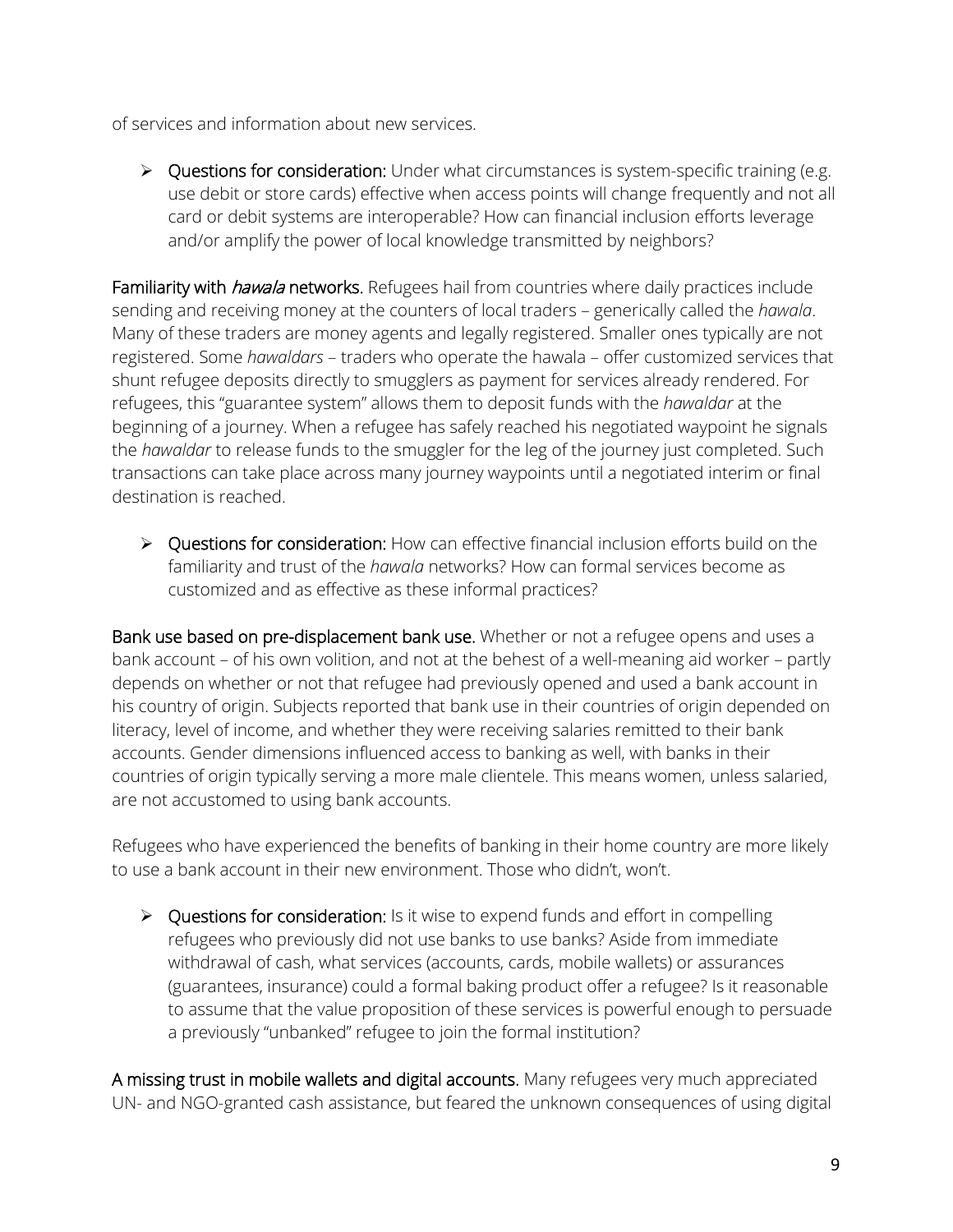of services and information about new services.

- **Questions for consideration:** Under what circumstances is system-specific training (e.g. use debit or store cards) effective when access points will change frequently and not all card or debit systems are interoperable? How can financial inclusion efforts leverage and/or amplify the power of local knowledge transmitted by neighbors?

**Familiarity with *hawala* networks.** Refugees hail from countries where daily practices include sending and receiving money at the counters of local traders – generically called the *hawala*. Many of these traders are money agents and legally registered. Smaller ones typically are not registered. Some *hawaldars* – traders who operate the hawala – offer customized services that shunt refugee deposits directly to smugglers as payment for services already rendered. For refugees, this "guarantee system" allows them to deposit funds with the *hawaldar* at the beginning of a journey. When a refugee has safely reached his negotiated waypoint he signals the *hawaldar* to release funds to the smuggler for the leg of the journey just completed. Such transactions can take place across many journey waypoints until a negotiated interim or final destination is reached.

- **Questions for consideration:** How can effective financial inclusion efforts build on the familiarity and trust of the *hawala* networks? How can formal services become as customized and as effective as these informal practices?

**Bank use based on pre-displacement bank use.** Whether or not a refugee opens and uses a bank account – of his own volition, and not at the behest of a well-meaning aid worker – partly depends on whether or not that refugee had previously opened and used a bank account in his country of origin. Subjects reported that bank use in their countries of origin depended on literacy, level of income, and whether they were receiving salaries remitted to their bank accounts. Gender dimensions influenced access to banking as well, with banks in their countries of origin typically serving a more male clientele. This means women, unless salaried, are not accustomed to using bank accounts.

Refugees who have experienced the benefits of banking in their home country are more likely to use a bank account in their new environment. Those who didn't, won't.

- **Questions for consideration:** Is it wise to expend funds and effort in compelling refugees who previously did not use banks to use banks? Aside from immediate withdrawal of cash, what services (accounts, cards, mobile wallets) or assurances (guarantees, insurance) could a formal baking product offer a refugee? Is it reasonable to assume that the value proposition of these services is powerful enough to persuade a previously "unbanked" refugee to join the formal institution?

**A missing trust in mobile wallets and digital accounts.** Many refugees very much appreciated UN- and NGO-granted cash assistance, but feared the unknown consequences of using digital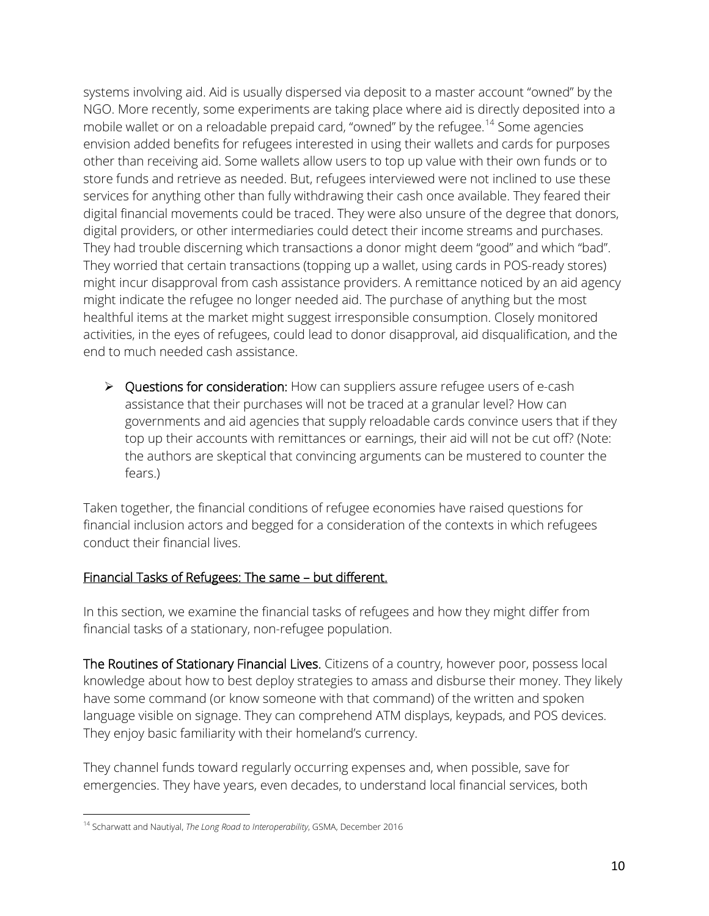systems involving aid. Aid is usually dispersed via deposit to a master account "owned" by the NGO. More recently, some experiments are taking place where aid is directly deposited into a mobile wallet or on a reloadable prepaid card, "owned" by the refugee.[14] Some agencies envision added benefits for refugees interested in using their wallets and cards for purposes other than receiving aid. Some wallets allow users to top up value with their own funds or to store funds and retrieve as needed. But, refugees interviewed were not inclined to use these services for anything other than fully withdrawing their cash once available. They feared their digital financial movements could be traced. They were also unsure of the degree that donors, digital providers, or other intermediaries could detect their income streams and purchases. They had trouble discerning which transactions a donor might deem "good" and which "bad". They worried that certain transactions (topping up a wallet, using cards in POS-ready stores) might incur disapproval from cash assistance providers. A remittance noticed by an aid agency might indicate the refugee no longer needed aid. The purchase of anything but the most healthful items at the market might suggest irresponsible consumption. Closely monitored activities, in the eyes of refugees, could lead to donor disapproval, aid disqualification, and the end to much needed cash assistance.

- **Questions for consideration:** How can suppliers assure refugee users of e-cash assistance that their purchases will not be traced at a granular level? How can governments and aid agencies that supply reloadable cards convince users that if they top up their accounts with remittances or earnings, their aid will not be cut off? (Note: the authors are skeptical that convincing arguments can be mustered to counter the fears.)

Taken together, the financial conditions of refugee economies have raised questions for financial inclusion actors and begged for a consideration of the contexts in which refugees conduct their financial lives.

## Financial Tasks of Refugees: The same – but different.

In this section, we examine the financial tasks of refugees and how they might differ from financial tasks of a stationary, non-refugee population.

**The Routines of Stationary Financial Lives.** Citizens of a country, however poor, possess local knowledge about how to best deploy strategies to amass and disburse their money. They likely have some command (or know someone with that command) of the written and spoken language visible on signage. They can comprehend ATM displays, keypads, and POS devices. They enjoy basic familiarity with their homeland's currency.

They channel funds toward regularly occurring expenses and, when possible, save for emergencies. They have years, even decades, to understand local financial services, both

[14] Scharwatt and Nautiyal, *The Long Road to Interoperability*, GSMA, December 2016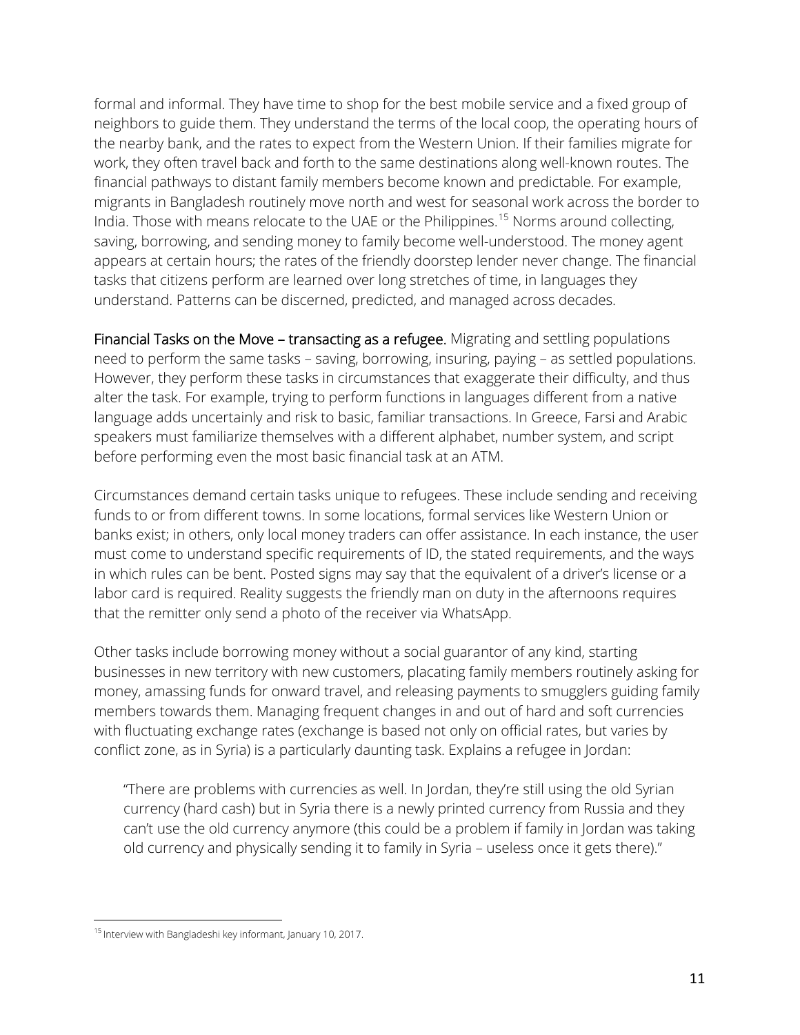formal and informal. They have time to shop for the best mobile service and a fixed group of neighbors to guide them. They understand the terms of the local coop, the operating hours of the nearby bank, and the rates to expect from the Western Union. If their families migrate for work, they often travel back and forth to the same destinations along well-known routes. The financial pathways to distant family members become known and predictable. For example, migrants in Bangladesh routinely move north and west for seasonal work across the border to India. Those with means relocate to the UAE or the Philippines.[15] Norms around collecting, saving, borrowing, and sending money to family become well-understood. The money agent appears at certain hours; the rates of the friendly doorstep lender never change. The financial tasks that citizens perform are learned over long stretches of time, in languages they understand. Patterns can be discerned, predicted, and managed across decades.

**Financial Tasks on the Move – transacting as a refugee.** Migrating and settling populations need to perform the same tasks – saving, borrowing, insuring, paying – as settled populations. However, they perform these tasks in circumstances that exaggerate their difficulty, and thus alter the task. For example, trying to perform functions in languages different from a native language adds uncertainly and risk to basic, familiar transactions. In Greece, Farsi and Arabic speakers must familiarize themselves with a different alphabet, number system, and script before performing even the most basic financial task at an ATM.

Circumstances demand certain tasks unique to refugees. These include sending and receiving funds to or from different towns. In some locations, formal services like Western Union or banks exist; in others, only local money traders can offer assistance. In each instance, the user must come to understand specific requirements of ID, the stated requirements, and the ways in which rules can be bent. Posted signs may say that the equivalent of a driver's license or a labor card is required. Reality suggests the friendly man on duty in the afternoons requires that the remitter only send a photo of the receiver via WhatsApp.

Other tasks include borrowing money without a social guarantor of any kind, starting businesses in new territory with new customers, placating family members routinely asking for money, amassing funds for onward travel, and releasing payments to smugglers guiding family members towards them. Managing frequent changes in and out of hard and soft currencies with fluctuating exchange rates (exchange is based not only on official rates, but varies by conflict zone, as in Syria) is a particularly daunting task. Explains a refugee in Jordan:

> "There are problems with currencies as well. In Jordan, they're still using the old Syrian currency (hard cash) but in Syria there is a newly printed currency from Russia and they can't use the old currency anymore (this could be a problem if family in Jordan was taking old currency and physically sending it to family in Syria – useless once it gets there)."

---

[15] Interview with Bangladeshi key informant, January 10, 2017.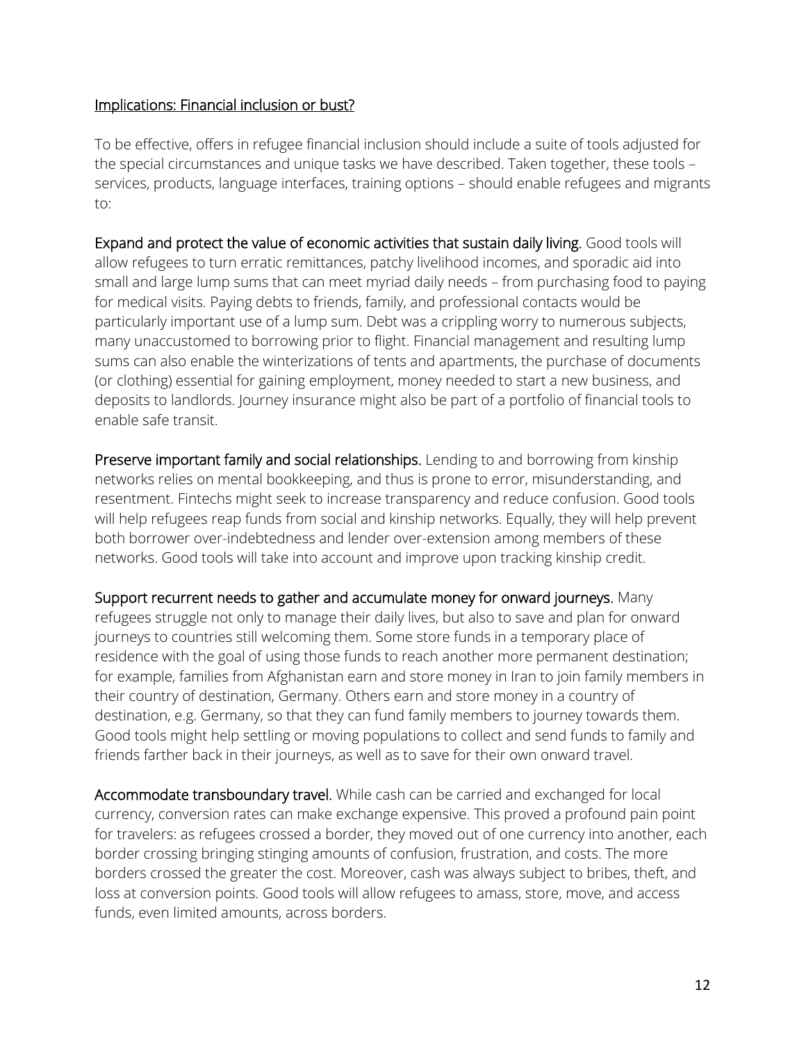## Implications: Financial inclusion or bust?

To be effective, offers in refugee financial inclusion should include a suite of tools adjusted for the special circumstances and unique tasks we have described. Taken together, these tools – services, products, language interfaces, training options – should enable refugees and migrants to:

**Expand and protect the value of economic activities that sustain daily living.** Good tools will allow refugees to turn erratic remittances, patchy livelihood incomes, and sporadic aid into small and large lump sums that can meet myriad daily needs – from purchasing food to paying for medical visits. Paying debts to friends, family, and professional contacts would be particularly important use of a lump sum. Debt was a crippling worry to numerous subjects, many unaccustomed to borrowing prior to flight. Financial management and resulting lump sums can also enable the winterizations of tents and apartments, the purchase of documents (or clothing) essential for gaining employment, money needed to start a new business, and deposits to landlords. Journey insurance might also be part of a portfolio of financial tools to enable safe transit.

**Preserve important family and social relationships.** Lending to and borrowing from kinship networks relies on mental bookkeeping, and thus is prone to error, misunderstanding, and resentment. Fintechs might seek to increase transparency and reduce confusion. Good tools will help refugees reap funds from social and kinship networks. Equally, they will help prevent both borrower over-indebtedness and lender over-extension among members of these networks. Good tools will take into account and improve upon tracking kinship credit.

**Support recurrent needs to gather and accumulate money for onward journeys.** Many refugees struggle not only to manage their daily lives, but also to save and plan for onward journeys to countries still welcoming them. Some store funds in a temporary place of residence with the goal of using those funds to reach another more permanent destination; for example, families from Afghanistan earn and store money in Iran to join family members in their country of destination, Germany. Others earn and store money in a country of destination, e.g. Germany, so that they can fund family members to journey towards them. Good tools might help settling or moving populations to collect and send funds to family and friends farther back in their journeys, as well as to save for their own onward travel.

**Accommodate transboundary travel.** While cash can be carried and exchanged for local currency, conversion rates can make exchange expensive. This proved a profound pain point for travelers: as refugees crossed a border, they moved out of one currency into another, each border crossing bringing stinging amounts of confusion, frustration, and costs. The more borders crossed the greater the cost. Moreover, cash was always subject to bribes, theft, and loss at conversion points. Good tools will allow refugees to amass, store, move, and access funds, even limited amounts, across borders.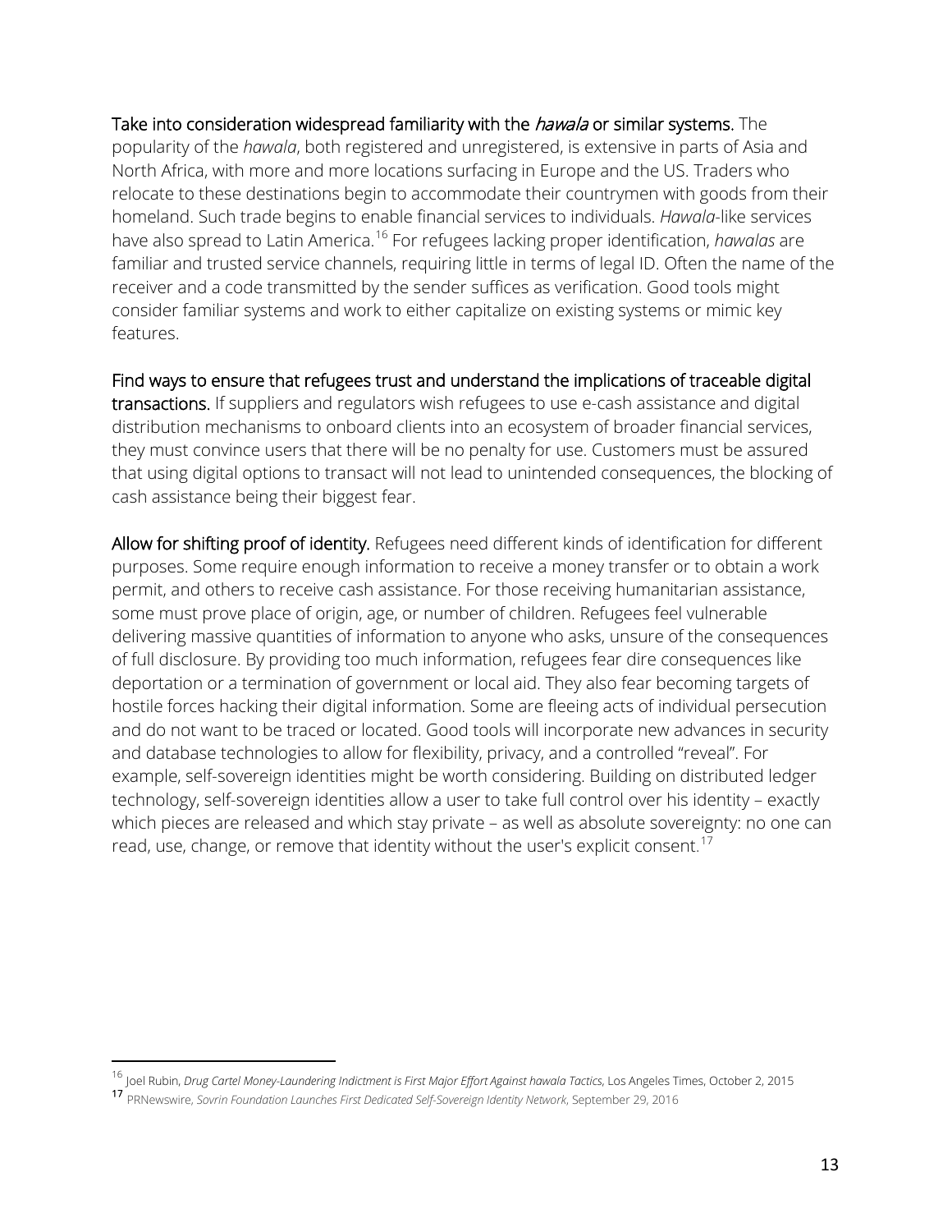**Take into consideration widespread familiarity with the *hawala* or similar systems.** The popularity of the *hawala*, both registered and unregistered, is extensive in parts of Asia and North Africa, with more and more locations surfacing in Europe and the US. Traders who relocate to these destinations begin to accommodate their countrymen with goods from their homeland. Such trade begins to enable financial services to individuals. *Hawala*-like services have also spread to Latin America.[16] For refugees lacking proper identification, *hawalas* are familiar and trusted service channels, requiring little in terms of legal ID. Often the name of the receiver and a code transmitted by the sender suffices as verification. Good tools might consider familiar systems and work to either capitalize on existing systems or mimic key features.

**Find ways to ensure that refugees trust and understand the implications of traceable digital transactions.** If suppliers and regulators wish refugees to use e-cash assistance and digital distribution mechanisms to onboard clients into an ecosystem of broader financial services, they must convince users that there will be no penalty for use. Customers must be assured that using digital options to transact will not lead to unintended consequences, the blocking of cash assistance being their biggest fear.

**Allow for shifting proof of identity.** Refugees need different kinds of identification for different purposes. Some require enough information to receive a money transfer or to obtain a work permit, and others to receive cash assistance. For those receiving humanitarian assistance, some must prove place of origin, age, or number of children. Refugees feel vulnerable delivering massive quantities of information to anyone who asks, unsure of the consequences of full disclosure. By providing too much information, refugees fear dire consequences like deportation or a termination of government or local aid. They also fear becoming targets of hostile forces hacking their digital information. Some are fleeing acts of individual persecution and do not want to be traced or located. Good tools will incorporate new advances in security and database technologies to allow for flexibility, privacy, and a controlled "reveal". For example, self-sovereign identities might be worth considering. Building on distributed ledger technology, self-sovereign identities allow a user to take full control over his identity – exactly which pieces are released and which stay private – as well as absolute sovereignty: no one can read, use, change, or remove that identity without the user's explicit consent.[17]

---

[16] Joel Rubin, *Drug Cartel Money-Laundering Indictment is First Major Effort Against hawala Tactics*, Los Angeles Times, October 2, 2015

[17] PRNewswire, *Sovrin Foundation Launches First Dedicated Self-Sovereign Identity Network*, September 29, 2016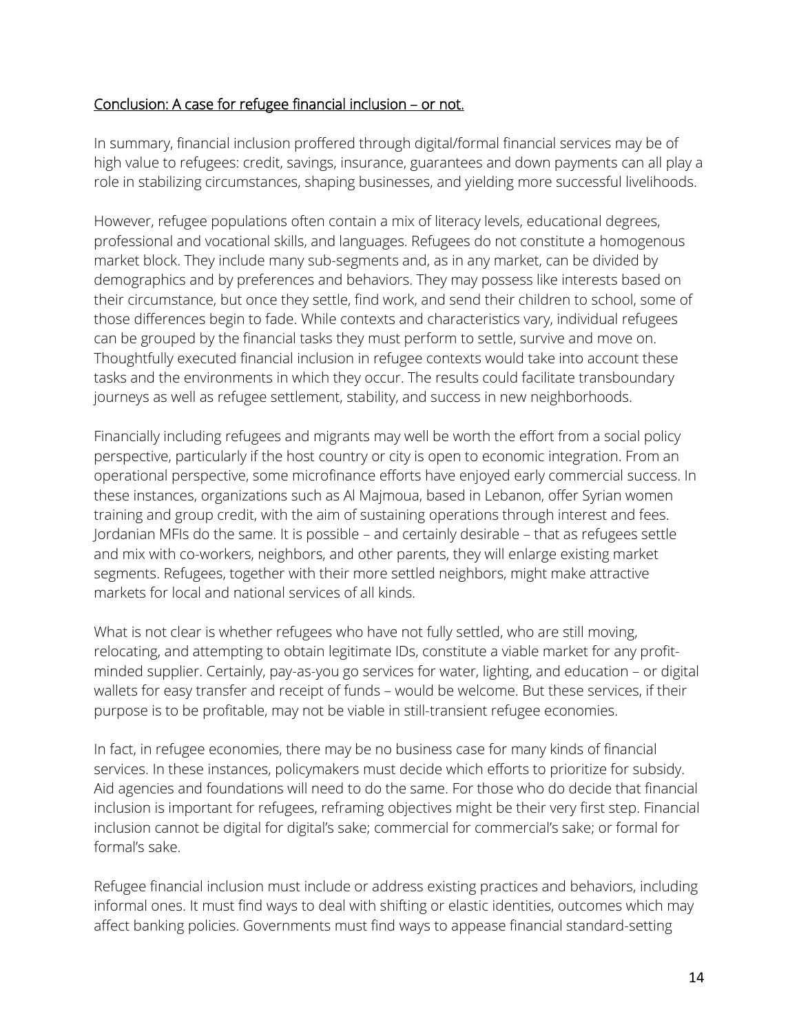## Conclusion: A case for refugee financial inclusion – or not.

In summary, financial inclusion proffered through digital/formal financial services may be of high value to refugees: credit, savings, insurance, guarantees and down payments can all play a role in stabilizing circumstances, shaping businesses, and yielding more successful livelihoods.

However, refugee populations often contain a mix of literacy levels, educational degrees, professional and vocational skills, and languages. Refugees do not constitute a homogenous market block. They include many sub-segments and, as in any market, can be divided by demographics and by preferences and behaviors. They may possess like interests based on their circumstance, but once they settle, find work, and send their children to school, some of those differences begin to fade. While contexts and characteristics vary, individual refugees can be grouped by the financial tasks they must perform to settle, survive and move on. Thoughtfully executed financial inclusion in refugee contexts would take into account these tasks and the environments in which they occur. The results could facilitate transboundary journeys as well as refugee settlement, stability, and success in new neighborhoods.

Financially including refugees and migrants may well be worth the effort from a social policy perspective, particularly if the host country or city is open to economic integration. From an operational perspective, some microfinance efforts have enjoyed early commercial success. In these instances, organizations such as Al Majmoua, based in Lebanon, offer Syrian women training and group credit, with the aim of sustaining operations through interest and fees. Jordanian MFIs do the same. It is possible – and certainly desirable – that as refugees settle and mix with co-workers, neighbors, and other parents, they will enlarge existing market segments. Refugees, together with their more settled neighbors, might make attractive markets for local and national services of all kinds.

What is not clear is whether refugees who have not fully settled, who are still moving, relocating, and attempting to obtain legitimate IDs, constitute a viable market for any profit-minded supplier. Certainly, pay-as-you go services for water, lighting, and education – or digital wallets for easy transfer and receipt of funds – would be welcome. But these services, if their purpose is to be profitable, may not be viable in still-transient refugee economies.

In fact, in refugee economies, there may be no business case for many kinds of financial services. In these instances, policymakers must decide which efforts to prioritize for subsidy. Aid agencies and foundations will need to do the same. For those who do decide that financial inclusion is important for refugees, reframing objectives might be their very first step. Financial inclusion cannot be digital for digital's sake; commercial for commercial's sake; or formal for formal's sake.

Refugee financial inclusion must include or address existing practices and behaviors, including informal ones. It must find ways to deal with shifting or elastic identities, outcomes which may affect banking policies. Governments must find ways to appease financial standard-setting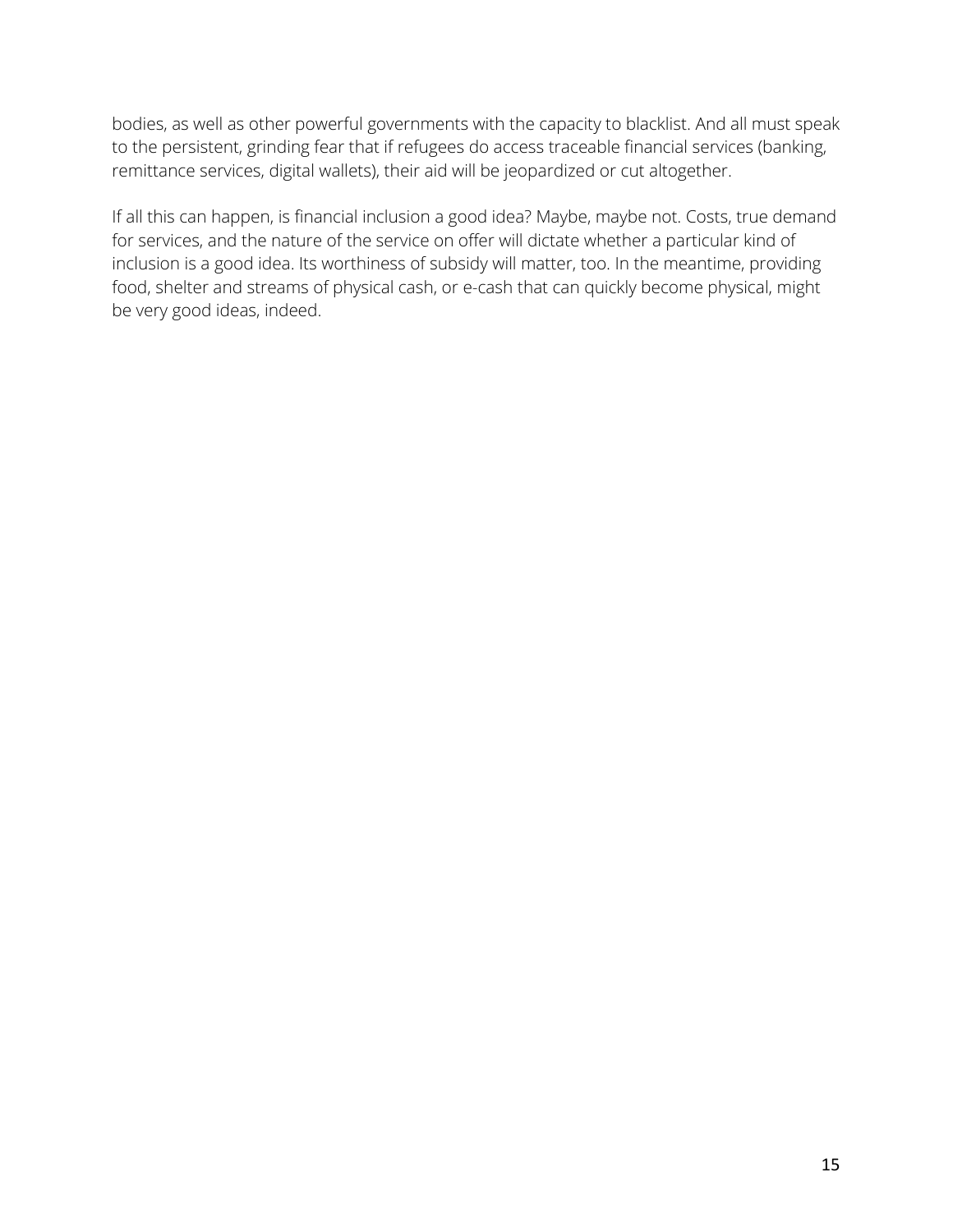bodies, as well as other powerful governments with the capacity to blacklist. And all must speak to the persistent, grinding fear that if refugees do access traceable financial services (banking, remittance services, digital wallets), their aid will be jeopardized or cut altogether.

If all this can happen, is financial inclusion a good idea? Maybe, maybe not. Costs, true demand for services, and the nature of the service on offer will dictate whether a particular kind of inclusion is a good idea. Its worthiness of subsidy will matter, too. In the meantime, providing food, shelter and streams of physical cash, or e-cash that can quickly become physical, might be very good ideas, indeed.